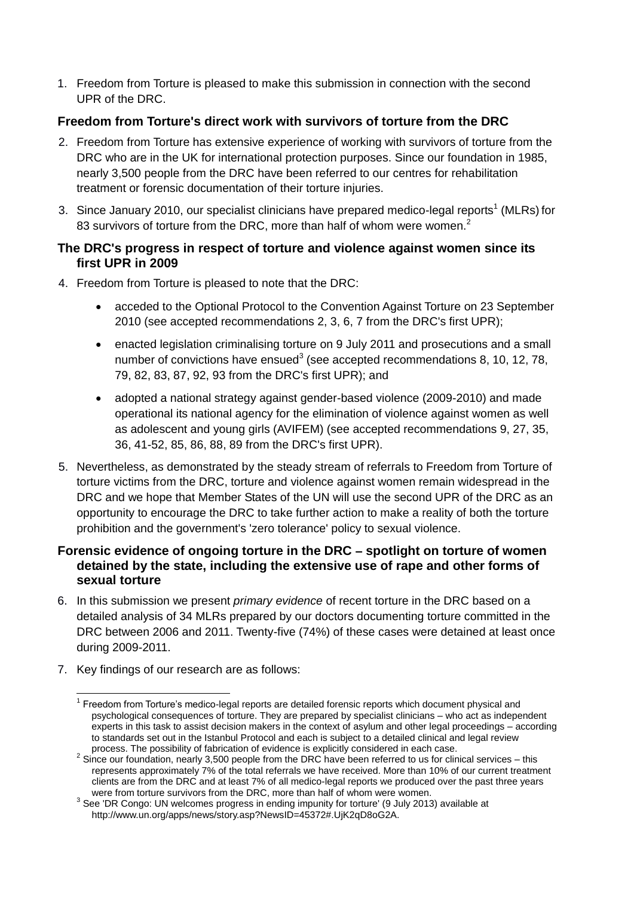1. Freedom from Torture is pleased to make this submission in connection with the second UPR of the DRC.

### Freedom from Torture's direct work with survivors of torture from the DRC

2. Freedom from Torture has extensive experience of working with survivors of torture from the DRC who are in the UK for international protection purposes. Since our foundation in 1985, nearly 3,500 people from the DRC have been referred to our centres for rehabilitation treatment or forensic documentation of their torture injuries.

3. Since January 2010, our specialist clinicians have prepared medico-legal reports[1] (MLRs) for 83 survivors of torture from the DRC, more than half of whom were women.[2]

### The DRC's progress in respect of torture and violence against women since its first UPR in 2009

4. Freedom from Torture is pleased to note that the DRC:

   - acceded to the Optional Protocol to the Convention Against Torture on 23 September 2010 (see accepted recommendations 2, 3, 6, 7 from the DRC's first UPR);
   - enacted legislation criminalising torture on 9 July 2011 and prosecutions and a small number of convictions have ensued[3] (see accepted recommendations 8, 10, 12, 78, 79, 82, 83, 87, 92, 93 from the DRC's first UPR); and
   - adopted a national strategy against gender-based violence (2009-2010) and made operational its national agency for the elimination of violence against women as well as adolescent and young girls (AVIFEM) (see accepted recommendations 9, 27, 35, 36, 41-52, 85, 86, 88, 89 from the DRC's first UPR).

5. Nevertheless, as demonstrated by the steady stream of referrals to Freedom from Torture of torture victims from the DRC, torture and violence against women remain widespread in the DRC and we hope that Member States of the UN will use the second UPR of the DRC as an opportunity to encourage the DRC to take further action to make a reality of both the torture prohibition and the government's 'zero tolerance' policy to sexual violence.

### Forensic evidence of ongoing torture in the DRC – spotlight on torture of women detained by the state, including the extensive use of rape and other forms of sexual torture

6. In this submission we present *primary evidence* of recent torture in the DRC based on a detailed analysis of 34 MLRs prepared by our doctors documenting torture committed in the DRC between 2006 and 2011. Twenty-five (74%) of these cases were detained at least once during 2009-2011.

7. Key findings of our research are as follows:

---

[1] Freedom from Torture's medico-legal reports are detailed forensic reports which document physical and psychological consequences of torture. They are prepared by specialist clinicians – who act as independent experts in this task to assist decision makers in the context of asylum and other legal proceedings – according to standards set out in the Istanbul Protocol and each is subject to a detailed clinical and legal review process. The possibility of fabrication of evidence is explicitly considered in each case.

[2] Since our foundation, nearly 3,500 people from the DRC have been referred to us for clinical services – this represents approximately 7% of the total referrals we have received. More than 10% of our current treatment clients are from the DRC and at least 7% of all medico-legal reports we produced over the past three years were from torture survivors from the DRC, more than half of whom were women.

[3] See 'DR Congo: UN welcomes progress in ending impunity for torture' (9 July 2013) available at http://www.un.org/apps/news/story.asp?NewsID=45372#.UjK2qD8oG2A.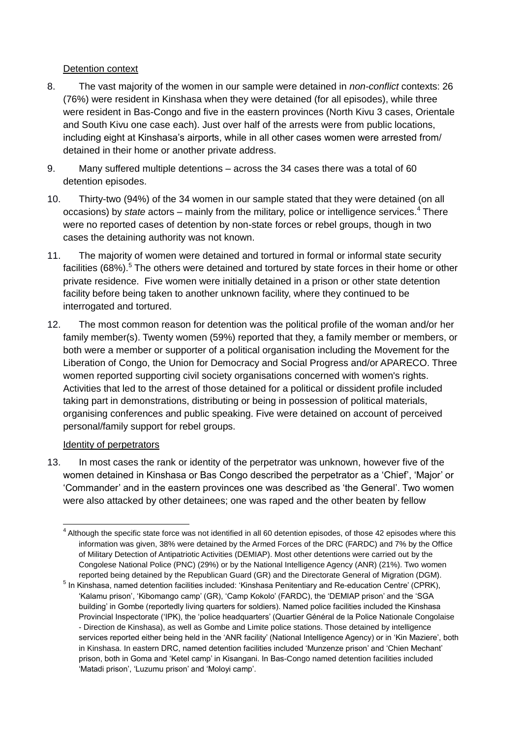Detention context

8. The vast majority of the women in our sample were detained in *non-conflict* contexts: 26 (76%) were resident in Kinshasa when they were detained (for all episodes), while three were resident in Bas-Congo and five in the eastern provinces (North Kivu 3 cases, Orientale and South Kivu one case each). Just over half of the arrests were from public locations, including eight at Kinshasa's airports, while in all other cases women were arrested from/ detained in their home or another private address.

9. Many suffered multiple detentions – across the 34 cases there was a total of 60 detention episodes.

10. Thirty-two (94%) of the 34 women in our sample stated that they were detained (on all occasions) by *state* actors – mainly from the military, police or intelligence services.[4] There were no reported cases of detention by non-state forces or rebel groups, though in two cases the detaining authority was not known.

11. The majority of women were detained and tortured in formal or informal state security facilities (68%).[5] The others were detained and tortured by state forces in their home or other private residence. Five women were initially detained in a prison or other state detention facility before being taken to another unknown facility, where they continued to be interrogated and tortured.

12. The most common reason for detention was the political profile of the woman and/or her family member(s). Twenty women (59%) reported that they, a family member or members, or both were a member or supporter of a political organisation including the Movement for the Liberation of Congo, the Union for Democracy and Social Progress and/or APARECO. Three women reported supporting civil society organisations concerned with women's rights. Activities that led to the arrest of those detained for a political or dissident profile included taking part in demonstrations, distributing or being in possession of political materials, organising conferences and public speaking. Five were detained on account of perceived personal/family support for rebel groups.

Identity of perpetrators

13. In most cases the rank or identity of the perpetrator was unknown, however five of the women detained in Kinshasa or Bas Congo described the perpetrator as a 'Chief', 'Major' or 'Commander' and in the eastern provinces one was described as 'the General'. Two women were also attacked by other detainees; one was raped and the other beaten by fellow

---

[4] Although the specific state force was not identified in all 60 detention episodes, of those 42 episodes where this information was given, 38% were detained by the Armed Forces of the DRC (FARDC) and 7% by the Office of Military Detection of Antipatriotic Activities (DEMIAP). Most other detentions were carried out by the Congolese National Police (PNC) (29%) or by the National Intelligence Agency (ANR) (21%). Two women reported being detained by the Republican Guard (GR) and the Directorate General of Migration (DGM).

[5] In Kinshasa, named detention facilities included: 'Kinshasa Penitentiary and Re-education Centre' (CPRK), 'Kalamu prison', 'Kibomango camp' (GR), 'Camp Kokolo' (FARDC), the 'DEMIAP prison' and the 'SGA building' in Gombe (reportedly living quarters for soldiers). Named police facilities included the Kinshasa Provincial Inspectorate ('IPK), the 'police headquarters' (Quartier Général de la Police Nationale Congolaise - Direction de Kinshasa), as well as Gombe and Limite police stations. Those detained by intelligence services reported either being held in the 'ANR facility' (National Intelligence Agency) or in 'Kin Maziere', both in Kinshasa. In eastern DRC, named detention facilities included 'Munzenze prison' and 'Chien Mechant' prison, both in Goma and 'Ketel camp' in Kisangani. In Bas-Congo named detention facilities included 'Matadi prison', 'Luzumu prison' and 'Moloyi camp'.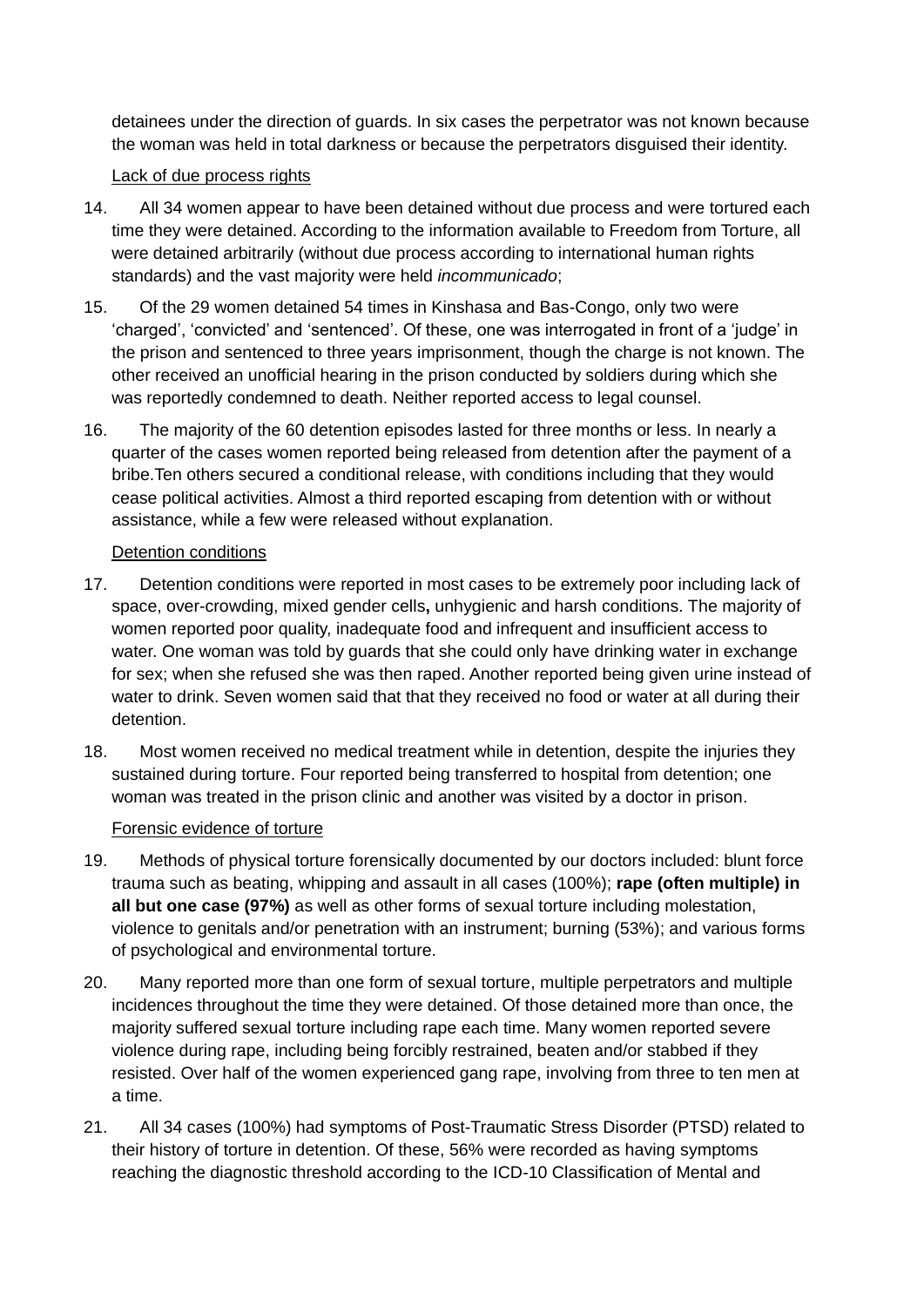detainees under the direction of guards. In six cases the perpetrator was not known because the woman was held in total darkness or because the perpetrators disguised their identity.

Lack of due process rights

14. All 34 women appear to have been detained without due process and were tortured each time they were detained. According to the information available to Freedom from Torture, all were detained arbitrarily (without due process according to international human rights standards) and the vast majority were held *incommunicado*;

15. Of the 29 women detained 54 times in Kinshasa and Bas-Congo, only two were 'charged', 'convicted' and 'sentenced'. Of these, one was interrogated in front of a 'judge' in the prison and sentenced to three years imprisonment, though the charge is not known. The other received an unofficial hearing in the prison conducted by soldiers during which she was reportedly condemned to death. Neither reported access to legal counsel.

16. The majority of the 60 detention episodes lasted for three months or less. In nearly a quarter of the cases women reported being released from detention after the payment of a bribe.Ten others secured a conditional release, with conditions including that they would cease political activities. Almost a third reported escaping from detention with or without assistance, while a few were released without explanation.

Detention conditions

17. Detention conditions were reported in most cases to be extremely poor including lack of space, over-crowding, mixed gender cells**,** unhygienic and harsh conditions. The majority of women reported poor quality, inadequate food and infrequent and insufficient access to water. One woman was told by guards that she could only have drinking water in exchange for sex; when she refused she was then raped. Another reported being given urine instead of water to drink. Seven women said that that they received no food or water at all during their detention.

18. Most women received no medical treatment while in detention, despite the injuries they sustained during torture. Four reported being transferred to hospital from detention; one woman was treated in the prison clinic and another was visited by a doctor in prison.

Forensic evidence of torture

19. Methods of physical torture forensically documented by our doctors included: blunt force trauma such as beating, whipping and assault in all cases (100%); **rape (often multiple) in all but one case (97%)** as well as other forms of sexual torture including molestation, violence to genitals and/or penetration with an instrument; burning (53%); and various forms of psychological and environmental torture.

20. Many reported more than one form of sexual torture, multiple perpetrators and multiple incidences throughout the time they were detained. Of those detained more than once, the majority suffered sexual torture including rape each time. Many women reported severe violence during rape, including being forcibly restrained, beaten and/or stabbed if they resisted. Over half of the women experienced gang rape, involving from three to ten men at a time.

21. All 34 cases (100%) had symptoms of Post-Traumatic Stress Disorder (PTSD) related to their history of torture in detention. Of these, 56% were recorded as having symptoms reaching the diagnostic threshold according to the ICD-10 Classification of Mental and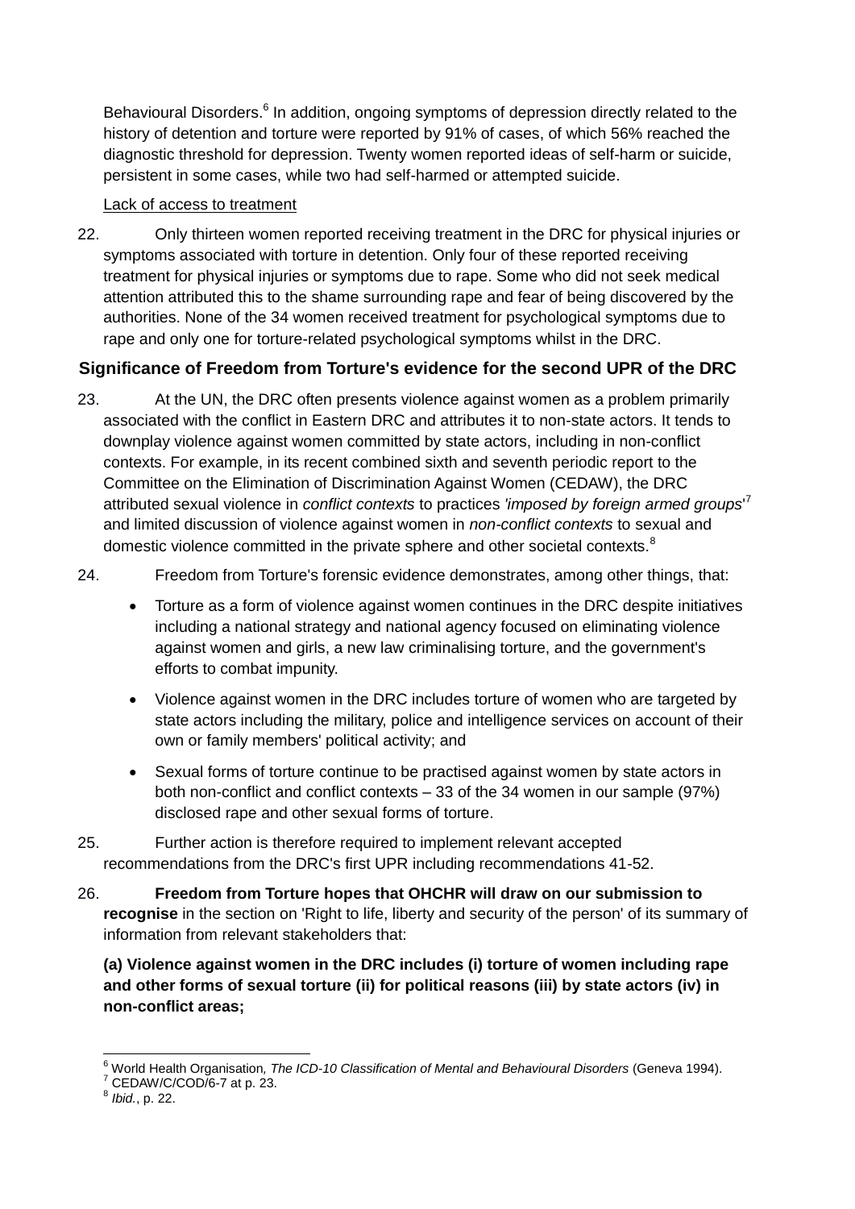Behavioural Disorders.[6] In addition, ongoing symptoms of depression directly related to the history of detention and torture were reported by 91% of cases, of which 56% reached the diagnostic threshold for depression. Twenty women reported ideas of self-harm or suicide, persistent in some cases, while two had self-harmed or attempted suicide.

<u>Lack of access to treatment</u>

22. Only thirteen women reported receiving treatment in the DRC for physical injuries or symptoms associated with torture in detention. Only four of these reported receiving treatment for physical injuries or symptoms due to rape. Some who did not seek medical attention attributed this to the shame surrounding rape and fear of being discovered by the authorities. None of the 34 women received treatment for psychological symptoms due to rape and only one for torture-related psychological symptoms whilst in the DRC.

## Significance of Freedom from Torture's evidence for the second UPR of the DRC

23. At the UN, the DRC often presents violence against women as a problem primarily associated with the conflict in Eastern DRC and attributes it to non-state actors. It tends to downplay violence against women committed by state actors, including in non-conflict contexts. For example, in its recent combined sixth and seventh periodic report to the Committee on the Elimination of Discrimination Against Women (CEDAW), the DRC attributed sexual violence in *conflict contexts* to practices *'imposed by foreign armed groups*'[7] and limited discussion of violence against women in *non-conflict contexts* to sexual and domestic violence committed in the private sphere and other societal contexts.[8]

24. Freedom from Torture's forensic evidence demonstrates, among other things, that:

- Torture as a form of violence against women continues in the DRC despite initiatives including a national strategy and national agency focused on eliminating violence against women and girls, a new law criminalising torture, and the government's efforts to combat impunity.
- Violence against women in the DRC includes torture of women who are targeted by state actors including the military, police and intelligence services on account of their own or family members' political activity; and
- Sexual forms of torture continue to be practised against women by state actors in both non-conflict and conflict contexts – 33 of the 34 women in our sample (97%) disclosed rape and other sexual forms of torture.

25. Further action is therefore required to implement relevant accepted recommendations from the DRC's first UPR including recommendations 41-52.

26. **Freedom from Torture hopes that OHCHR will draw on our submission to recognise** in the section on 'Right to life, liberty and security of the person' of its summary of information from relevant stakeholders that:

**(a) Violence against women in the DRC includes (i) torture of women including rape and other forms of sexual torture (ii) for political reasons (iii) by state actors (iv) in non-conflict areas;**

---

[6] World Health Organisation*, The ICD-10 Classification of Mental and Behavioural Disorders* (Geneva 1994).
[7] CEDAW/C/COD/6-7 at p. 23.
[8] *Ibid.*, p. 22.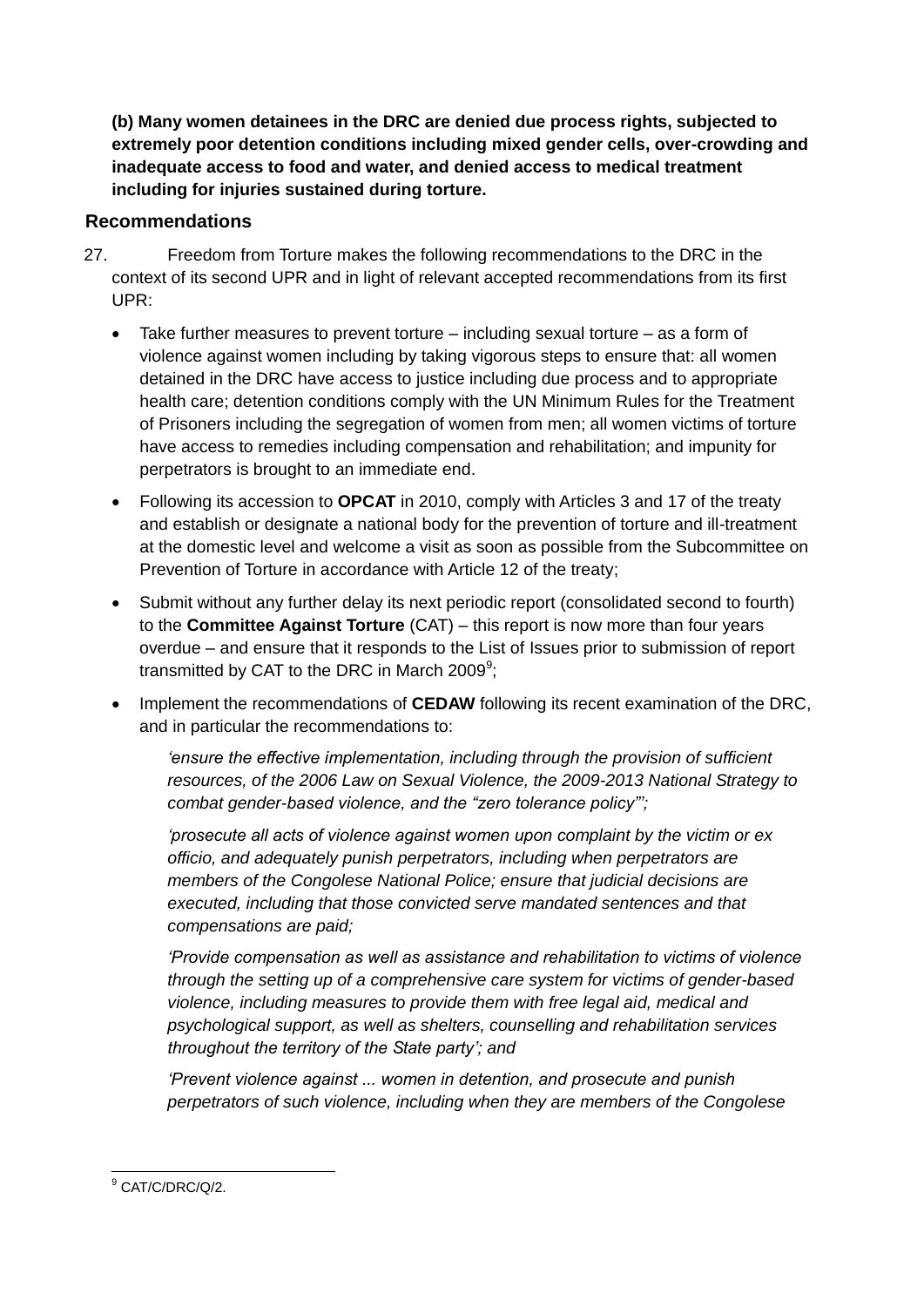**(b) Many women detainees in the DRC are denied due process rights, subjected to extremely poor detention conditions including mixed gender cells, over-crowding and inadequate access to food and water, and denied access to medical treatment including for injuries sustained during torture.**

## Recommendations

27. Freedom from Torture makes the following recommendations to the DRC in the context of its second UPR and in light of relevant accepted recommendations from its first UPR:

- Take further measures to prevent torture – including sexual torture – as a form of violence against women including by taking vigorous steps to ensure that: all women detained in the DRC have access to justice including due process and to appropriate health care; detention conditions comply with the UN Minimum Rules for the Treatment of Prisoners including the segregation of women from men; all women victims of torture have access to remedies including compensation and rehabilitation; and impunity for perpetrators is brought to an immediate end.

- Following its accession to **OPCAT** in 2010, comply with Articles 3 and 17 of the treaty and establish or designate a national body for the prevention of torture and ill-treatment at the domestic level and welcome a visit as soon as possible from the Subcommittee on Prevention of Torture in accordance with Article 12 of the treaty;

- Submit without any further delay its next periodic report (consolidated second to fourth) to the **Committee Against Torture** (CAT) – this report is now more than four years overdue – and ensure that it responds to the List of Issues prior to submission of report transmitted by CAT to the DRC in March 2009[9];

- Implement the recommendations of **CEDAW** following its recent examination of the DRC, and in particular the recommendations to:

  *'ensure the effective implementation, including through the provision of sufficient resources, of the 2006 Law on Sexual Violence, the 2009-2013 National Strategy to combat gender-based violence, and the "zero tolerance policy"';*

  *'prosecute all acts of violence against women upon complaint by the victim or ex officio, and adequately punish perpetrators, including when perpetrators are members of the Congolese National Police; ensure that judicial decisions are executed, including that those convicted serve mandated sentences and that compensations are paid;*

  *'Provide compensation as well as assistance and rehabilitation to victims of violence through the setting up of a comprehensive care system for victims of gender-based violence, including measures to provide them with free legal aid, medical and psychological support, as well as shelters, counselling and rehabilitation services throughout the territory of the State party'; and*

  *'Prevent violence against ... women in detention, and prosecute and punish perpetrators of such violence, including when they are members of the Congolese*

---

[9] CAT/C/DRC/Q/2.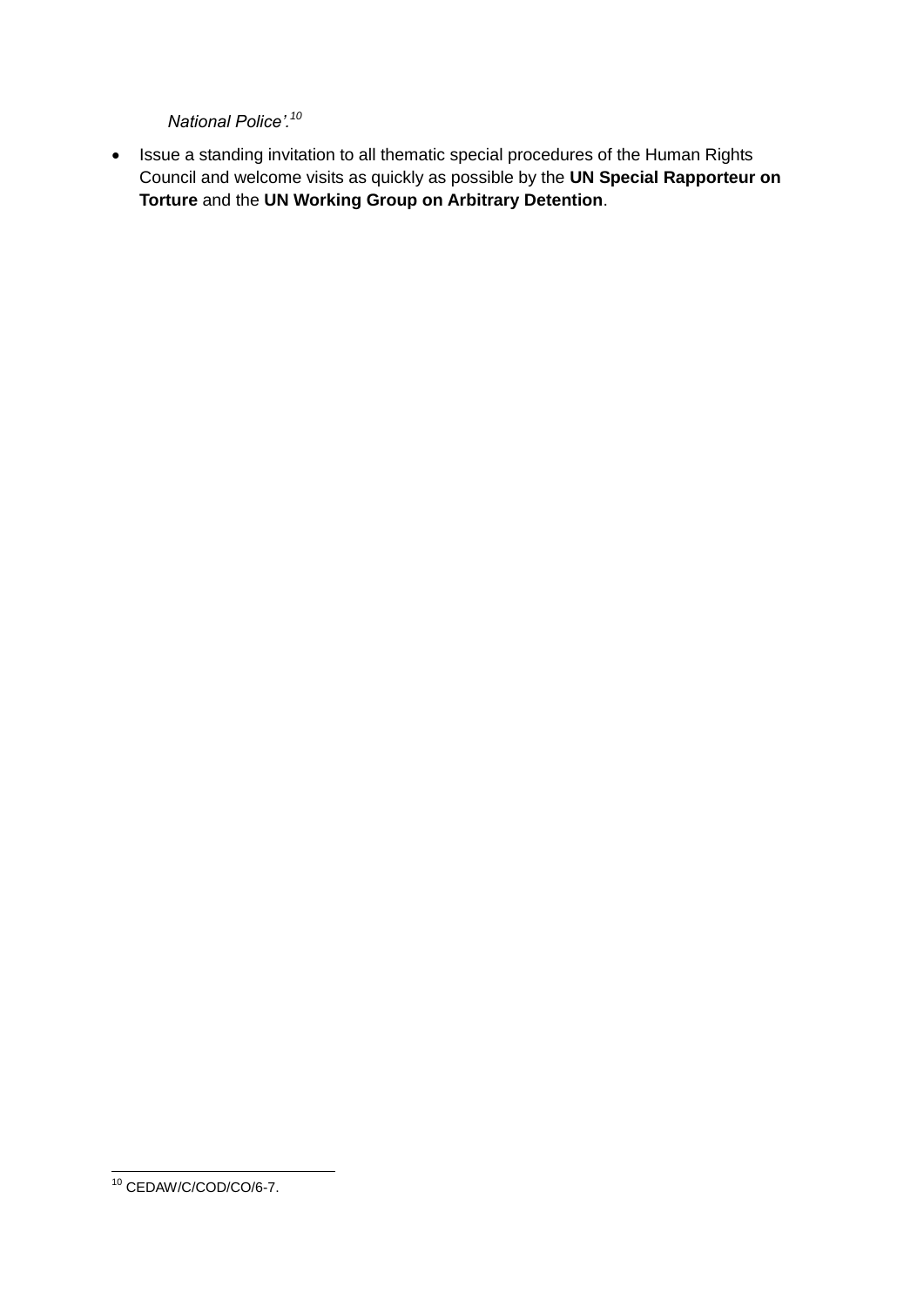*National Police'.*[10]

- Issue a standing invitation to all thematic special procedures of the Human Rights Council and welcome visits as quickly as possible by the **UN Special Rapporteur on Torture** and the **UN Working Group on Arbitrary Detention**.

---

[10] CEDAW/C/COD/CO/6-7.